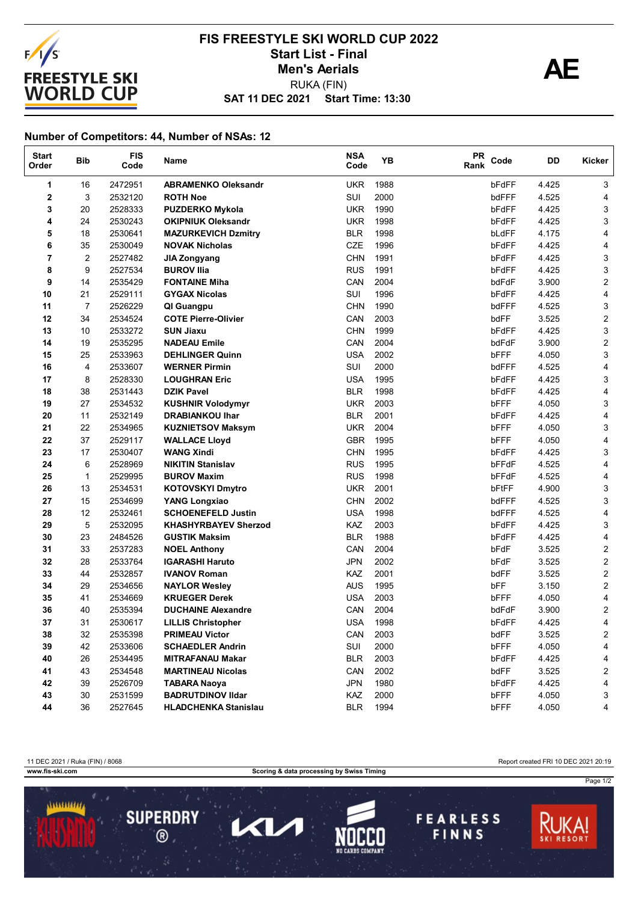# FIS FREESTYLE SKI WORLD CUP 2022

## Start List - Final

## Men's Aerials

RUKA (FIN)

**SAT 11 DEC 2021 Start Time: 13:30**

**AE**

### Number of Competitors: 44, Number of NSAs: 12

| Start Order | Bib | FIS Code | Name | NSA Code | YB | PR Rank | Code | DD | Kicker |
|---|---|---|---|---|---|---|---|---|---|
| 1 | 16 | 2472951 | ABRAMENKO Oleksandr | UKR | 1988 | | bFdFF | 4.425 | 3 |
| 2 | 3 | 2532120 | ROTH Noe | SUI | 2000 | | bdFFF | 4.525 | 4 |
| 3 | 20 | 2528333 | PUZDERKO Mykola | UKR | 1990 | | bFdFF | 4.425 | 3 |
| 4 | 24 | 2530243 | OKIPNIUK Oleksandr | UKR | 1998 | | bFdFF | 4.425 | 3 |
| 5 | 18 | 2530641 | MAZURKEVICH Dzmitry | BLR | 1998 | | bLdFF | 4.175 | 4 |
| 6 | 35 | 2530049 | NOVAK Nicholas | CZE | 1996 | | bFdFF | 4.425 | 4 |
| 7 | 2 | 2527482 | JIA Zongyang | CHN | 1991 | | bFdFF | 4.425 | 3 |
| 8 | 9 | 2527534 | BUROV Ilia | RUS | 1991 | | bFdFF | 4.425 | 3 |
| 9 | 14 | 2535429 | FONTAINE Miha | CAN | 2004 | | bdFdF | 3.900 | 2 |
| 10 | 21 | 2529111 | GYGAX Nicolas | SUI | 1996 | | bFdFF | 4.425 | 4 |
| 11 | 7 | 2526229 | QI Guangpu | CHN | 1990 | | bdFFF | 4.525 | 3 |
| 12 | 34 | 2534524 | COTE Pierre-Olivier | CAN | 2003 | | bdFF | 3.525 | 2 |
| 13 | 10 | 2533272 | SUN Jiaxu | CHN | 1999 | | bFdFF | 4.425 | 3 |
| 14 | 19 | 2535295 | NADEAU Emile | CAN | 2004 | | bdFdF | 3.900 | 2 |
| 15 | 25 | 2533963 | DEHLINGER Quinn | USA | 2002 | | bFFF | 4.050 | 3 |
| 16 | 4 | 2533607 | WERNER Pirmin | SUI | 2000 | | bdFFF | 4.525 | 4 |
| 17 | 8 | 2528330 | LOUGHRAN Eric | USA | 1995 | | bFdFF | 4.425 | 3 |
| 18 | 38 | 2531443 | DZIK Pavel | BLR | 1998 | | bFdFF | 4.425 | 4 |
| 19 | 27 | 2534532 | KUSHNIR Volodymyr | UKR | 2003 | | bFFF | 4.050 | 3 |
| 20 | 11 | 2532149 | DRABIANKOU Ihar | BLR | 2001 | | bFdFF | 4.425 | 4 |
| 21 | 22 | 2534965 | KUZNIETSOV Maksym | UKR | 2004 | | bFFF | 4.050 | 3 |
| 22 | 37 | 2529117 | WALLACE Lloyd | GBR | 1995 | | bFFF | 4.050 | 4 |
| 23 | 17 | 2530407 | WANG Xindi | CHN | 1995 | | bFdFF | 4.425 | 3 |
| 24 | 6 | 2528969 | NIKITIN Stanislav | RUS | 1995 | | bFFdF | 4.525 | 4 |
| 25 | 1 | 2529995 | BUROV Maxim | RUS | 1998 | | bFFdF | 4.525 | 4 |
| 26 | 13 | 2534531 | KOTOVSKYI Dmytro | UKR | 2001 | | bFtFF | 4.900 | 3 |
| 27 | 15 | 2534699 | YANG Longxiao | CHN | 2002 | | bdFFF | 4.525 | 3 |
| 28 | 12 | 2532461 | SCHOENEFELD Justin | USA | 1998 | | bdFFF | 4.525 | 4 |
| 29 | 5 | 2532095 | KHASHYRBAYEV Sherzod | KAZ | 2003 | | bFdFF | 4.425 | 3 |
| 30 | 23 | 2484526 | GUSTIK Maksim | BLR | 1988 | | bFdFF | 4.425 | 4 |
| 31 | 33 | 2537283 | NOEL Anthony | CAN | 2004 | | bFdF | 3.525 | 2 |
| 32 | 28 | 2533764 | IGARASHI Haruto | JPN | 2002 | | bFdF | 3.525 | 2 |
| 33 | 44 | 2532857 | IVANOV Roman | KAZ | 2001 | | bdFF | 3.525 | 2 |
| 34 | 29 | 2534656 | NAYLOR Wesley | AUS | 1995 | | bFF | 3.150 | 2 |
| 35 | 41 | 2534669 | KRUEGER Derek | USA | 2003 | | bFFF | 4.050 | 4 |
| 36 | 40 | 2535394 | DUCHAINE Alexandre | CAN | 2004 | | bdFdF | 3.900 | 2 |
| 37 | 31 | 2530617 | LILLIS Christopher | USA | 1998 | | bFdFF | 4.425 | 4 |
| 38 | 32 | 2535398 | PRIMEAU Victor | CAN | 2003 | | bdFF | 3.525 | 2 |
| 39 | 42 | 2533606 | SCHAEDLER Andrin | SUI | 2000 | | bFFF | 4.050 | 4 |
| 40 | 26 | 2534495 | MITRAFANAU Makar | BLR | 2003 | | bFdFF | 4.425 | 4 |
| 41 | 43 | 2534548 | MARTINEAU Nicolas | CAN | 2002 | | bdFF | 3.525 | 2 |
| 42 | 39 | 2526709 | TABARA Naoya | JPN | 1980 | | bFdFF | 4.425 | 4 |
| 43 | 30 | 2531599 | BADRUTDINOV Ildar | KAZ | 2000 | | bFFF | 4.050 | 3 |
| 44 | 36 | 2527645 | HLADCHENKA Stanislau | BLR | 1994 | | bFFF | 4.050 | 4 |

11 DEC 2021 / Ruka (FIN) / 8068

Report created FRI 10 DEC 2021 20:19

www.fis-ski.com

Scoring & data processing by Swiss Timing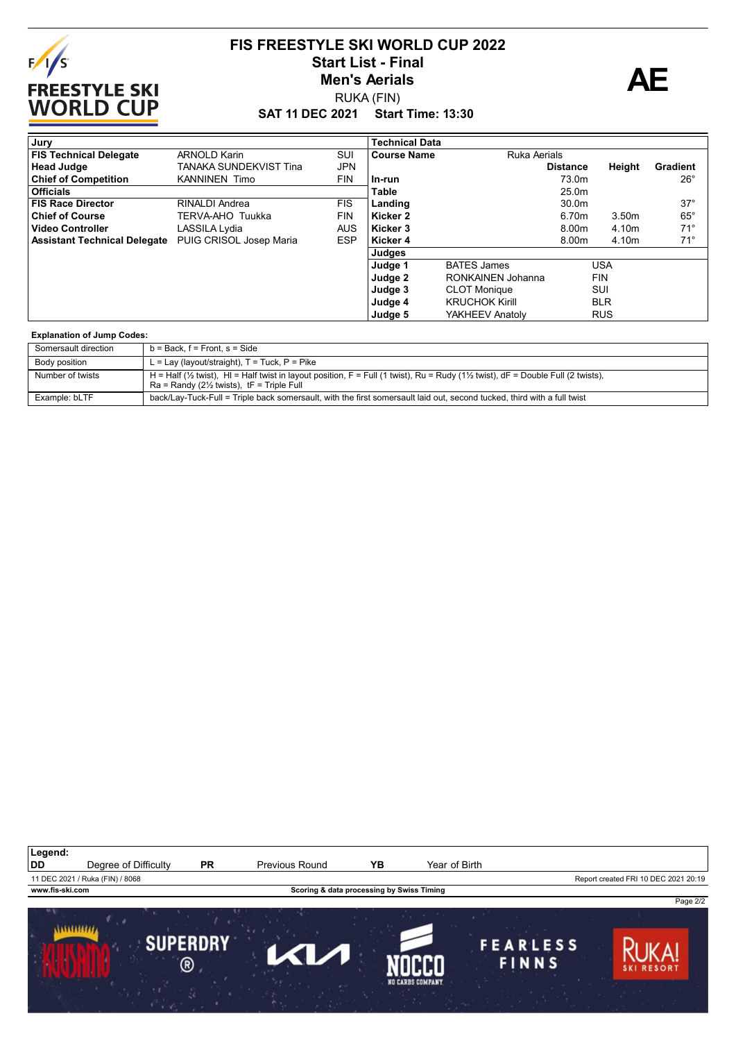# FIS FREESTYLE SKI WORLD CUP 2022

## Start List - Final

## Men's Aerials

RUKA (FIN)

**SAT 11 DEC 2021 Start Time: 13:30**

AE

| Jury | | |
|---|---|---|
| **FIS Technical Delegate** | ARNOLD Karin | SUI |
| **Head Judge** | TANAKA SUNDEKVIST Tina | JPN |
| **Chief of Competition** | KANNINEN Timo | FIN |
| **Officials** | | |
| **FIS Race Director** | RINALDI Andrea | FIS |
| **Chief of Course** | TERVA-AHO Tuukka | FIN |
| **Video Controller** | LASSILA Lydia | AUS |
| **Assistant Technical Delegate** | PUIG CRISOL Josep Maria | ESP |

| Technical Data | | | |
|---|---|---|---|
| **Course Name** | Ruka Aerials | | |
| | **Distance** | **Height** | **Gradient** |
| **In-run** | 73.0m | | 26° |
| **Table** | 25.0m | | |
| **Landing** | 30.0m | | 37° |
| **Kicker 2** | 6.70m | 3.50m | 65° |
| **Kicker 3** | 8.00m | 4.10m | 71° |
| **Kicker 4** | 8.00m | 4.10m | 71° |

| Judges | | |
|---|---|---|
| **Judge 1** | BATES James | USA |
| **Judge 2** | RONKAINEN Johanna | FIN |
| **Judge 3** | CLOT Monique | SUI |
| **Judge 4** | KRUCHOK Kirill | BLR |
| **Judge 5** | YAKHEEV Anatoly | RUS |

**Explanation of Jump Codes:**

| | |
|---|---|
| Somersault direction | b = Back, f = Front, s = Side |
| Body position | L = Lay (layout/straight), T = Tuck, P = Pike |
| Number of twists | H = Half (½ twist), Hl = Half twist in layout position, F = Full (1 twist), Ru = Rudy (1½ twist), dF = Double Full (2 twists), Ra = Randy (2½ twists), tF = Triple Full |
| Example: bLTF | back/Lay-Tuck-Full = Triple back somersault, with the first somersault laid out, second tucked, third with a full twist |

| Legend: | | | | | |
|---|---|---|---|---|---|
| **DD** | Degree of Difficulty | **PR** | Previous Round | **YB** | Year of Birth |

11 DEC 2021 / Ruka (FIN) / 8068

Report created FRI 10 DEC 2021 20:19

www.fis-ski.com

Scoring & data processing by Swiss Timing